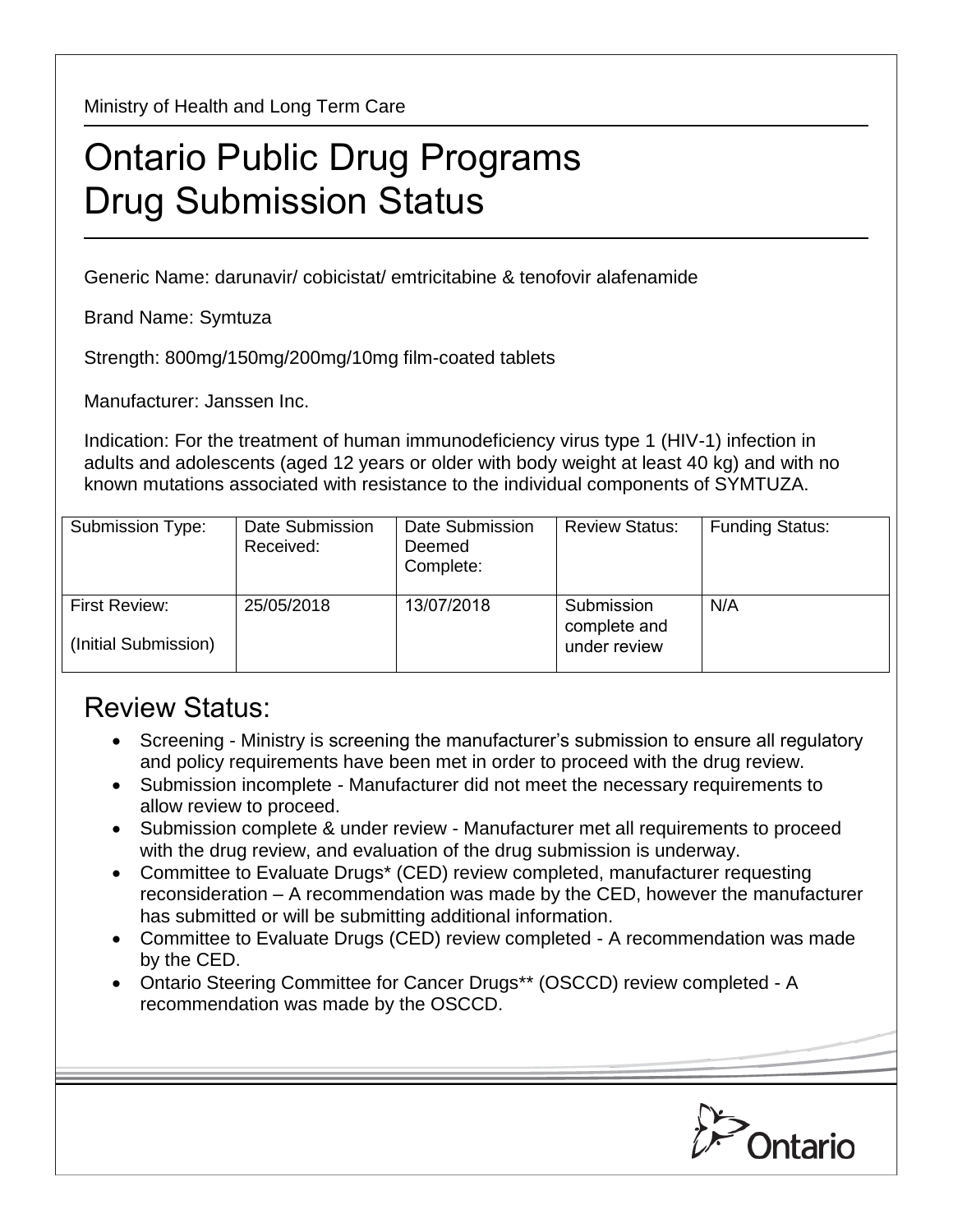Ministry of Health and Long Term Care

# Ontario Public Drug Programs Drug Submission Status

Generic Name: darunavir/ cobicistat/ emtricitabine & tenofovir alafenamide

Brand Name: Symtuza

Strength: 800mg/150mg/200mg/10mg film-coated tablets

Manufacturer: Janssen Inc.

Indication: For the treatment of human immunodeficiency virus type 1 (HIV-1) infection in adults and adolescents (aged 12 years or older with body weight at least 40 kg) and with no known mutations associated with resistance to the individual components of SYMTUZA.

| Submission Type: | Date Submission Received: | Date Submission Deemed Complete: | Review Status: | Funding Status: |
|---|---|---|---|---|
| First Review: (Initial Submission) | 25/05/2018 | 13/07/2018 | Submission complete and under review | N/A |

## Review Status:

- Screening - Ministry is screening the manufacturer's submission to ensure all regulatory and policy requirements have been met in order to proceed with the drug review.
- Submission incomplete - Manufacturer did not meet the necessary requirements to allow review to proceed.
- Submission complete & under review - Manufacturer met all requirements to proceed with the drug review, and evaluation of the drug submission is underway.
- Committee to Evaluate Drugs* (CED) review completed, manufacturer requesting reconsideration – A recommendation was made by the CED, however the manufacturer has submitted or will be submitting additional information.
- Committee to Evaluate Drugs (CED) review completed - A recommendation was made by the CED.
- Ontario Steering Committee for Cancer Drugs** (OSCCD) review completed - A recommendation was made by the OSCCD.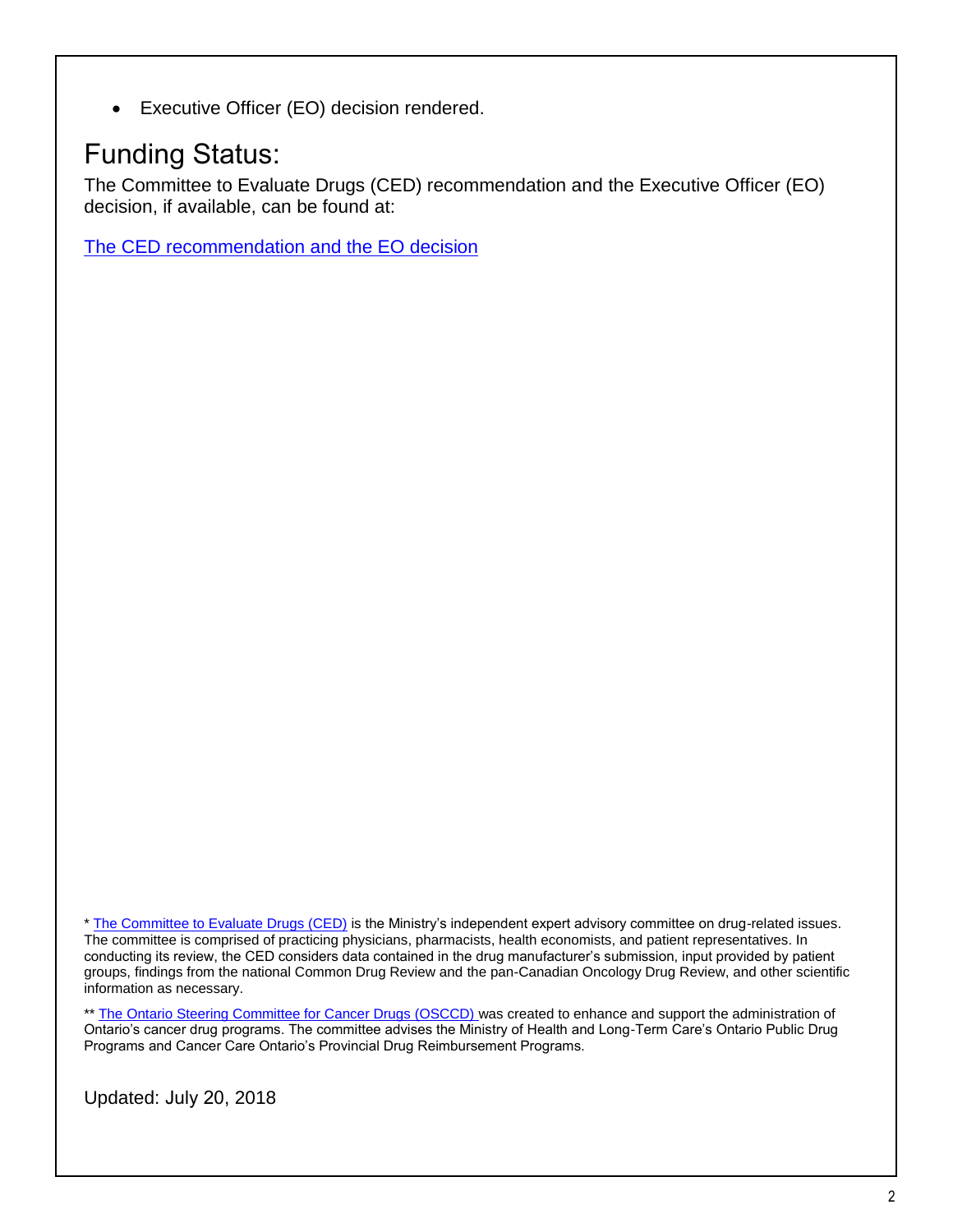- Executive Officer (EO) decision rendered.

## Funding Status:

The Committee to Evaluate Drugs (CED) recommendation and the Executive Officer (EO) decision, if available, can be found at:

The CED recommendation and the EO decision

* The Committee to Evaluate Drugs (CED) is the Ministry's independent expert advisory committee on drug-related issues. The committee is comprised of practicing physicians, pharmacists, health economists, and patient representatives. In conducting its review, the CED considers data contained in the drug manufacturer's submission, input provided by patient groups, findings from the national Common Drug Review and the pan-Canadian Oncology Drug Review, and other scientific information as necessary.

** The Ontario Steering Committee for Cancer Drugs (OSCCD) was created to enhance and support the administration of Ontario's cancer drug programs. The committee advises the Ministry of Health and Long-Term Care's Ontario Public Drug Programs and Cancer Care Ontario's Provincial Drug Reimbursement Programs.

Updated: July 20, 2018